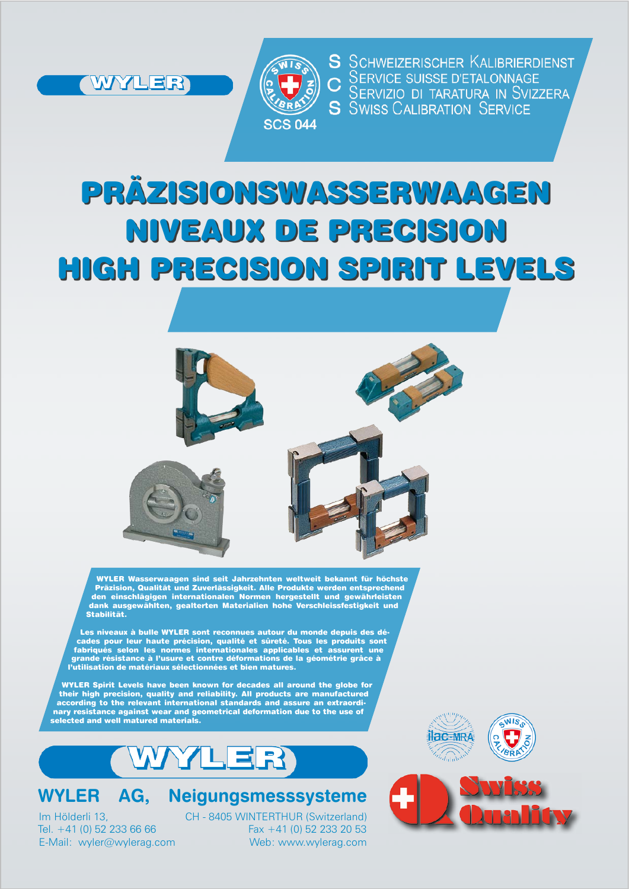WYLER

SCS 044

**S** SCHWEIZERISCHER KALIBRIERDIENST
**C** SERVICE SUISSE D'ETALONNAGE
**S** SERVIZIO DI TARATURA IN SVIZZERA
**S** SWISS CALIBRATION SERVICE

# PRÄZISIONSWASSERWAAGEN
# NIVEAUX DE PRECISION
# HIGH PRECISION SPIRIT LEVELS

**WYLER Wasserwaagen sind seit Jahrzehnten weltweit bekannt für höchste Präzision, Qualität und Zuverlässigkeit. Alle Produkte werden entsprechend den einschlägigen internationalen Normen hergestellt und gewährleisten dank ausgewählten, gealterten Materialien hohe Verschleissfestigkeit und Stabilität.**

**Les niveaux à bulle WYLER sont reconnues autour du monde depuis des décades pour leur haute précision, qualité et sûreté. Tous les produits sont fabriqués selon les normes internationales applicables et assurent une grande résistance à l'usure et contre déformations de la géométrie grâce à l'utilisation de matériaux sélectionnées et bien matures.**

**WYLER Spirit Levels have been known for decades all around the globe for their high precision, quality and reliability. All products are manufactured according to the relevant international standards and assure an extraordinary resistance against wear and geometrical deformation due to the use of selected and well matured materials.**

WYLER

ilac-MRA

Swiss Quality

## WYLER AG, Neigungsmesssysteme

Im Hölderli 13, CH - 8405 WINTERTHUR (Switzerland)
Tel. +41 (0) 52 233 66 66 Fax +41 (0) 52 233 20 53
E-Mail: wyler@wylerag.com Web: www.wylerag.com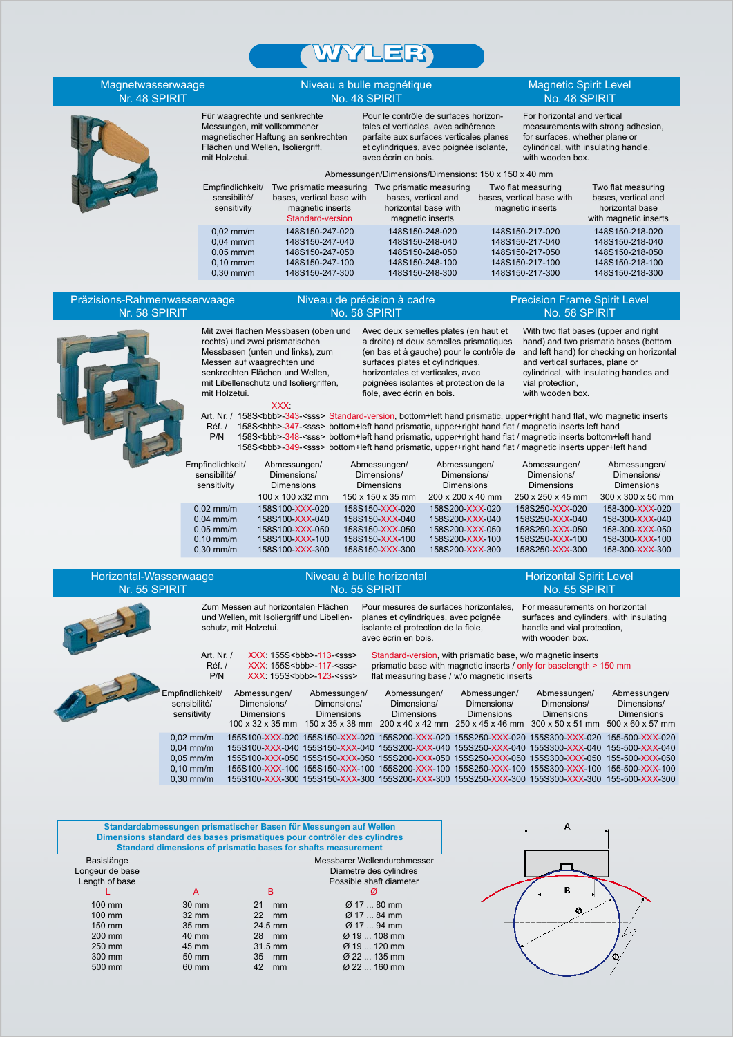# WYLER

## Magnetwasserwaage Nr. 48 SPIRIT | Niveau a bulle magnétique No. 48 SPIRIT | Magnetic Spirit Level No. 48 SPIRIT

Für waagrechte und senkrechte Messungen, mit vollkommener magnetischer Haftung an senkrechten Flächen und Wellen, Isoliergriff, mit Holzetui.

Pour le contrôle de surfaces horizontales et verticales, avec adhérence parfaite aux surfaces verticales planes et cylindriques, avec poignée isolante, avec écrin en bois.

For horizontal and vertical measurements with strong adhesion, for surfaces, whether plane or cylindrical, with insulating handle, with wooden box.

Abmessungen/Dimensions/Dimensions: 150 x 150 x 40 mm

| Empfindlichkeit/ sensibilité/ sensitivity | Two prismatic measuring bases, vertical base with magnetic inserts Standard-version | Two prismatic measuring bases, vertical and horizontal base with magnetic inserts | Two flat measuring bases, vertical base with magnetic inserts | Two flat measuring bases, vertical and horizontal base with magnetic inserts |
|---|---|---|---|---|
| 0,02 mm/m | 148S150-247-020 | 148S150-248-020 | 148S150-217-020 | 148S150-218-020 |
| 0,04 mm/m | 148S150-247-040 | 148S150-248-040 | 148S150-217-040 | 148S150-218-040 |
| 0,05 mm/m | 148S150-247-050 | 148S150-248-050 | 148S150-217-050 | 148S150-218-050 |
| 0,10 mm/m | 148S150-247-100 | 148S150-248-100 | 148S150-217-100 | 148S150-218-100 |
| 0,30 mm/m | 148S150-247-300 | 148S150-248-300 | 148S150-217-300 | 148S150-218-300 |

## Präzisions-Rahmenwasserwaage Nr. 58 SPIRIT | Niveau de précision à cadre No. 58 SPIRIT | Precision Frame Spirit Level No. 58 SPIRIT

Mit zwei flachen Messbasen (oben und rechts) und zwei prismatischen Messbasen (unten und links), zum Messen an waagrechten und senkrechten Flächen und Wellen, mit Libellenschutz und Isoliergriffen, mit Holzetui.

Avec deux semelles plates (en haut et a droite) et deux semelles prismatiques (en bas et à gauche) pour le contrôle de surfaces plates et cylindriques, horizontales et verticales, avec poignées isolantes et protection de la fiole, avec écrin en bois.

With two flat bases (upper and right hand) and two prismatic bases (bottom and left hand) for checking on horizontal and vertical surfaces, plane or cylindrical, with insulating handles and vial protection, with wooden box.

XXX:

Art. Nr. / Réf. / P/N
- 158S<bbb>-343-<sss> Standard-version, bottom+left hand prismatic, upper+right hand flat, w/o magnetic inserts
- 158S<bbb>-347-<sss> bottom+left hand prismatic, upper+right hand flat / magnetic inserts left hand
- 158S<bbb>-348-<sss> bottom+left hand prismatic, upper+right hand flat / magnetic inserts bottom+left hand
- 158S<bbb>-349-<sss> bottom+left hand prismatic, upper+right hand flat / magnetic inserts upper+left hand

| Empfindlichkeit/ sensibilité/ sensitivity | Abmessungen/ Dimensions/ Dimensions 100 x 100 x32 mm | Abmessungen/ Dimensions/ Dimensions 150 x 150 x 35 mm | Abmessungen/ Dimensions/ Dimensions 200 x 200 x 40 mm | Abmessungen/ Dimensions/ Dimensions 250 x 250 x 45 mm | Abmessungen/ Dimensions/ Dimensions 300 x 300 x 50 mm |
|---|---|---|---|---|---|
| 0,02 mm/m | 158S100-XXX-020 | 158S150-XXX-020 | 158S200-XXX-020 | 158S250-XXX-020 | 158-300-XXX-020 |
| 0,04 mm/m | 158S100-XXX-040 | 158S150-XXX-040 | 158S200-XXX-040 | 158S250-XXX-040 | 158-300-XXX-040 |
| 0,05 mm/m | 158S100-XXX-050 | 158S150-XXX-050 | 158S200-XXX-050 | 158S250-XXX-050 | 158-300-XXX-050 |
| 0,10 mm/m | 158S100-XXX-100 | 158S150-XXX-100 | 158S200-XXX-100 | 158S250-XXX-100 | 158-300-XXX-100 |
| 0,30 mm/m | 158S100-XXX-300 | 158S150-XXX-300 | 158S200-XXX-300 | 158S250-XXX-300 | 158-300-XXX-300 |

## Horizontal-Wasserwaage Nr. 55 SPIRIT | Niveau à bulle horizontal No. 55 SPIRIT | Horizontal Spirit Level No. 55 SPIRIT

Zum Messen auf horizontalen Flächen und Wellen, mit Isoliergriff und Libellenschutz, mit Holzetui.

Pour mesures de surfaces horizontales, planes et cylindriques, avec poignée isolante et protection de la fiole, avec écrin en bois.

For measurements on horizontal surfaces and cylinders, with insulating handle and vial protection, with wooden box.

Art. Nr. / Réf. / P/N
- XXX: 155S<bbb>-113-<sss> Standard-version, with prismatic base, w/o magnetic inserts
- XXX: 155S<bbb>-117-<sss> prismatic base with magnetic inserts / only for baselength > 150 mm
- XXX: 155S<bbb>-123-<sss> flat measuring base / w/o magnetic inserts

| Empfindlichkeit/ sensibilité/ sensitivity | Abmessungen/ Dimensions/ Dimensions 100 x 32 x 35 mm | Abmessungen/ Dimensions/ Dimensions 150 x 35 x 38 mm | Abmessungen/ Dimensions/ Dimensions 200 x 40 x 42 mm | Abmessungen/ Dimensions/ Dimensions 250 x 45 x 46 mm | Abmessungen/ Dimensions/ Dimensions 300 x 50 x 51 mm | Abmessungen/ Dimensions/ Dimensions 500 x 60 x 57 mm |
|---|---|---|---|---|---|---|
| 0,02 mm/m | 155S100-XXX-020 | 155S150-XXX-020 | 155S200-XXX-020 | 155S250-XXX-020 | 155S300-XXX-020 | 155-500-XXX-020 |
| 0,04 mm/m | 155S100-XXX-040 | 155S150-XXX-040 | 155S200-XXX-040 | 155S250-XXX-040 | 155S300-XXX-040 | 155-500-XXX-040 |
| 0,05 mm/m | 155S100-XXX-050 | 155S150-XXX-050 | 155S200-XXX-050 | 155S250-XXX-050 | 155S300-XXX-050 | 155-500-XXX-050 |
| 0,10 mm/m | 155S100-XXX-100 | 155S150-XXX-100 | 155S200-XXX-100 | 155S250-XXX-100 | 155S300-XXX-100 | 155-500-XXX-100 |
| 0,30 mm/m | 155S100-XXX-300 | 155S150-XXX-300 | 155S200-XXX-300 | 155S250-XXX-300 | 155S300-XXX-300 | 155-500-XXX-300 |

### Standardabmessungen prismatischer Basen für Messungen auf Wellen
### Dimensions standard des bases prismatiques pour contrôler des cylindres
### Standard dimensions of prismatic bases for shafts measurement

| Basislänge / Longeur de base / Length of base L | A | B | Messbarer Wellendurchmesser / Diametre des cylindres / Possible shaft diameter Ø |
|---|---|---|---|
| 100 mm | 30 mm | 21 mm | Ø 17 ... 80 mm |
| 100 mm | 32 mm | 22 mm | Ø 17 ... 84 mm |
| 150 mm | 35 mm | 24.5 mm | Ø 17 ... 94 mm |
| 200 mm | 40 mm | 28 mm | Ø 19 ... 108 mm |
| 250 mm | 45 mm | 31.5 mm | Ø 19 ... 120 mm |
| 300 mm | 50 mm | 35 mm | Ø 22 ... 135 mm |
| 500 mm | 60 mm | 42 mm | Ø 22 ... 160 mm |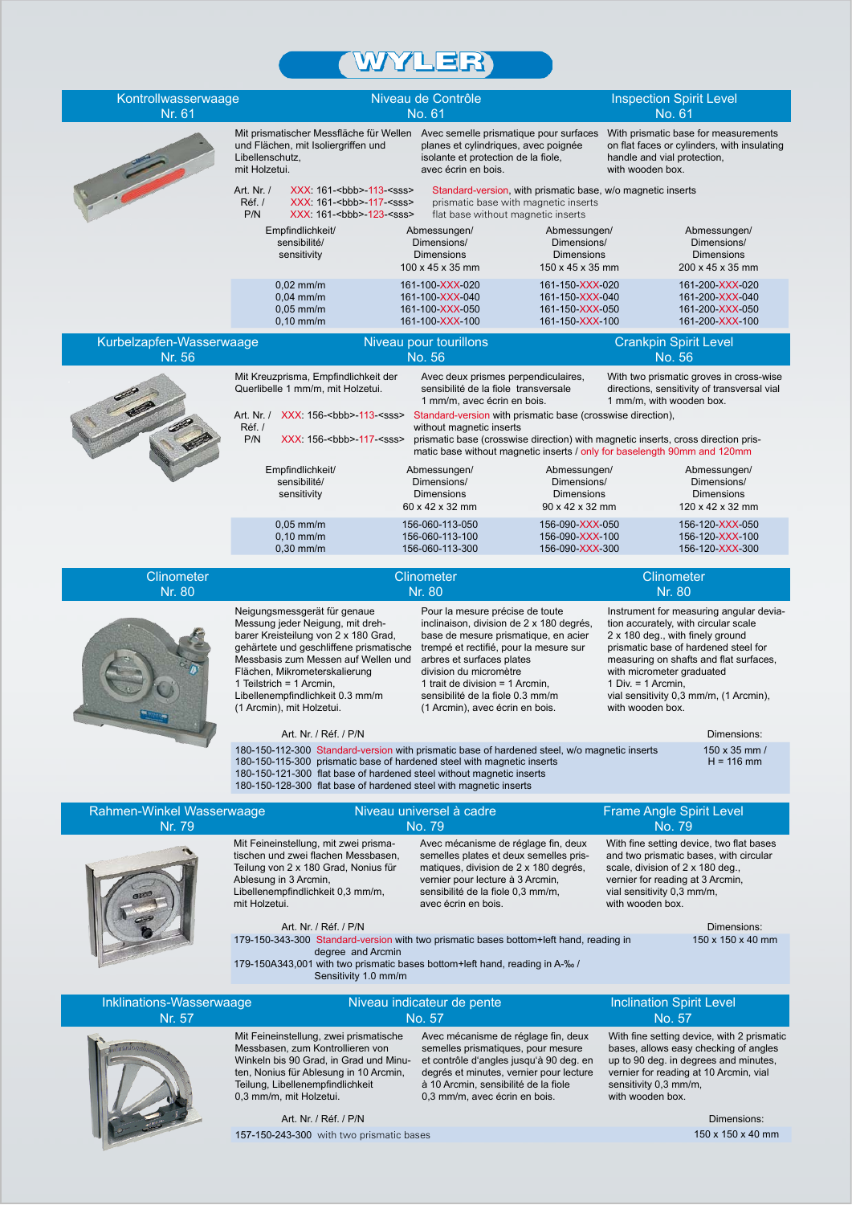# WYLER

## Kontrollwasserwaage Nr. 61 | Niveau de Contrôle No. 61 | Inspection Spirit Level No. 61

Mit prismatischer Messfläche für Wellen und Flächen, mit Isoliergriffen und Libellenschutz, mit Holzetui.

Avec semelle prismatique pour surfaces planes et cylindriques, avec poignée isolante et protection de la fiole, avec écrin en bois.

With prismatic base for measurements on flat faces or cylinders, with insulating handle and vial protection, with wooden box.

Art. Nr. / Réf. / P/N

- XXX: 161-<bbb>-113-<sss> Standard-version, with prismatic base, w/o magnetic inserts
- XXX: 161-<bbb>-117-<sss> prismatic base with magnetic inserts
- XXX: 161-<bbb>-123-<sss> flat base without magnetic inserts

| Empfindlichkeit/ sensibilité/ sensitivity | Abmessungen/ Dimensions/ Dimensions 100 x 45 x 35 mm | Abmessungen/ Dimensions/ Dimensions 150 x 45 x 35 mm | Abmessungen/ Dimensions/ Dimensions 200 x 45 x 35 mm |
|---|---|---|---|
| 0,02 mm/m | 161-100-XXX-020 | 161-150-XXX-020 | 161-200-XXX-020 |
| 0,04 mm/m | 161-100-XXX-040 | 161-150-XXX-040 | 161-200-XXX-040 |
| 0,05 mm/m | 161-100-XXX-050 | 161-150-XXX-050 | 161-200-XXX-050 |
| 0,10 mm/m | 161-100-XXX-100 | 161-150-XXX-100 | 161-200-XXX-100 |

## Kurbelzapfen-Wasserwaage Nr. 56 | Niveau pour tourillons No. 56 | Crankpin Spirit Level No. 56

Mit Kreuzprisma, Empfindlichkeit der Querlibelle 1 mm/m, mit Holzetui.

Avec deux prismes perpendiculaires, sensibilité de la fiole transversale 1 mm/m, avec écrin en bois.

With two prismatic groves in cross-wise directions, sensitivity of transversal vial 1 mm/m, with wooden box.

Art. Nr. / Réf. / P/N

- XXX: 156-<bbb>-113-<sss> Standard-version with prismatic base (crosswise direction), without magnetic inserts
- XXX: 156-<bbb>-117-<sss> prismatic base (crosswise direction) with magnetic inserts, cross direction prismatic base without magnetic inserts / only for baselength 90mm and 120mm

| Empfindlichkeit/ sensibilité/ sensitivity | Abmessungen/ Dimensions/ Dimensions 60 x 42 x 32 mm | Abmessungen/ Dimensions/ Dimensions 90 x 42 x 32 mm | Abmessungen/ Dimensions/ Dimensions 120 x 42 x 32 mm |
|---|---|---|---|
| 0,05 mm/m | 156-060-113-050 | 156-090-XXX-050 | 156-120-XXX-050 |
| 0,10 mm/m | 156-060-113-100 | 156-090-XXX-100 | 156-120-XXX-100 |
| 0,30 mm/m | 156-060-113-300 | 156-090-XXX-300 | 156-120-XXX-300 |

## Clinometer Nr. 80 | Clinometer No. 80 | Clinometer Nr. 80

Neigungsmessgerät für genaue Messung jeder Neigung, mit drehbarer Kreisteilung von 2 x 180 Grad, gehärtete und geschliffene prismatische Messbasis zum Messen auf Wellen und Flächen, Mikrometerskalierung
1 Teilstrich = 1 Arcmin,
Libellenempfindlichkeit 0.3 mm/m (1 Arcmin), mit Holzetui.

Pour la mesure précise de toute inclinaison, division de 2 x 180 degrés, base de mesure prismatique, en acier trempé et rectifié, pour la mesure sur arbres et surfaces plates division du micromètre
1 trait de division = 1 Arcmin,
sensibilité de la fiole 0.3 mm/m, (1 Arcmin), avec écrin en bois.

Instrument for measuring angular deviation accurately, with circular scale 2 x 180 deg., with finely ground prismatic base of hardened steel for measuring on shafts and flat surfaces, with micrometer graduated
1 Div. = 1 Arcmin,
vial sensitivity 0,3 mm/m, (1 Arcmin), with wooden box.

| Art. Nr. / Réf. / P/N | Dimensions: |
|---|---|
| 180-150-112-300 Standard-version with prismatic base of hardened steel, w/o magnetic inserts | 150 x 35 mm / H = 116 mm |
| 180-150-115-300 prismatic base of hardened steel with magnetic inserts | |
| 180-150-121-300 flat base of hardened steel without magnetic inserts | |
| 180-150-128-300 flat base of hardened steel with magnetic inserts | |

## Rahmen-Winkel Wasserwaage Nr. 79 | Niveau universel à cadre No. 79 | Frame Angle Spirit Level No. 79

Mit Feineinstellung, mit zwei prismatischen und zwei flachen Messbasen, Teilung von 2 x 180 Grad, Nonius für Ablesung in 3 Arcmin, Libellenempfindlichkeit 0,3 mm/m, mit Holzetui.

Avec mécanisme de réglage fin, deux semelles plates et deux semelles prismatiques, division de 2 x 180 degrés, vernier pour lecture à 3 Arcmin, sensibilité de la fiole 0,3 mm/m, avec écrin en bois.

With fine setting device, two flat bases and two prismatic bases, with circular scale, division of 2 x 180 deg., vernier for reading at 3 Arcmin, vial sensitivity 0,3 mm/m, with wooden box.

| Art. Nr. / Réf. / P/N | Dimensions: |
|---|---|
| 179-150-343-300 Standard-version with two prismatic bases bottom+left hand, reading in degree and Arcmin | 150 x 150 x 40 mm |
| 179-150A343,001 with two prismatic bases bottom+left hand, reading in A-‰ / Sensitivity 1.0 mm/m | |

## Inklinations-Wasserwaage Nr. 57 | Niveau indicateur de pente No. 57 | Inclination Spirit Level No. 57

Mit Feineinstellung, zwei prismatische Messbasen, zum Kontrollieren von Winkeln bis 90 Grad, in Grad und Minuten, Nonius für Ablesung in 10 Arcmin, Teilung, Libellenempfindlichkeit 0,3 mm/m, mit Holzetui.

Avec mécanisme de réglage fin, deux semelles prismatiques, pour mesure et contrôle d'angles jusqu'à 90 deg. en degrés et minutes, vernier pour lecture à 10 Arcmin, sensibilité de la fiole 0,3 mm/m, avec écrin en bois.

With fine setting device, with 2 prismatic bases, allows easy checking of angles up to 90 deg. in degrees and minutes, vernier for reading at 10 Arcmin, vial sensitivity 0,3 mm/m, with wooden box.

| Art. Nr. / Réf. / P/N | Dimensions: |
|---|---|
| 157-150-243-300 with two prismatic bases | 150 x 150 x 40 mm |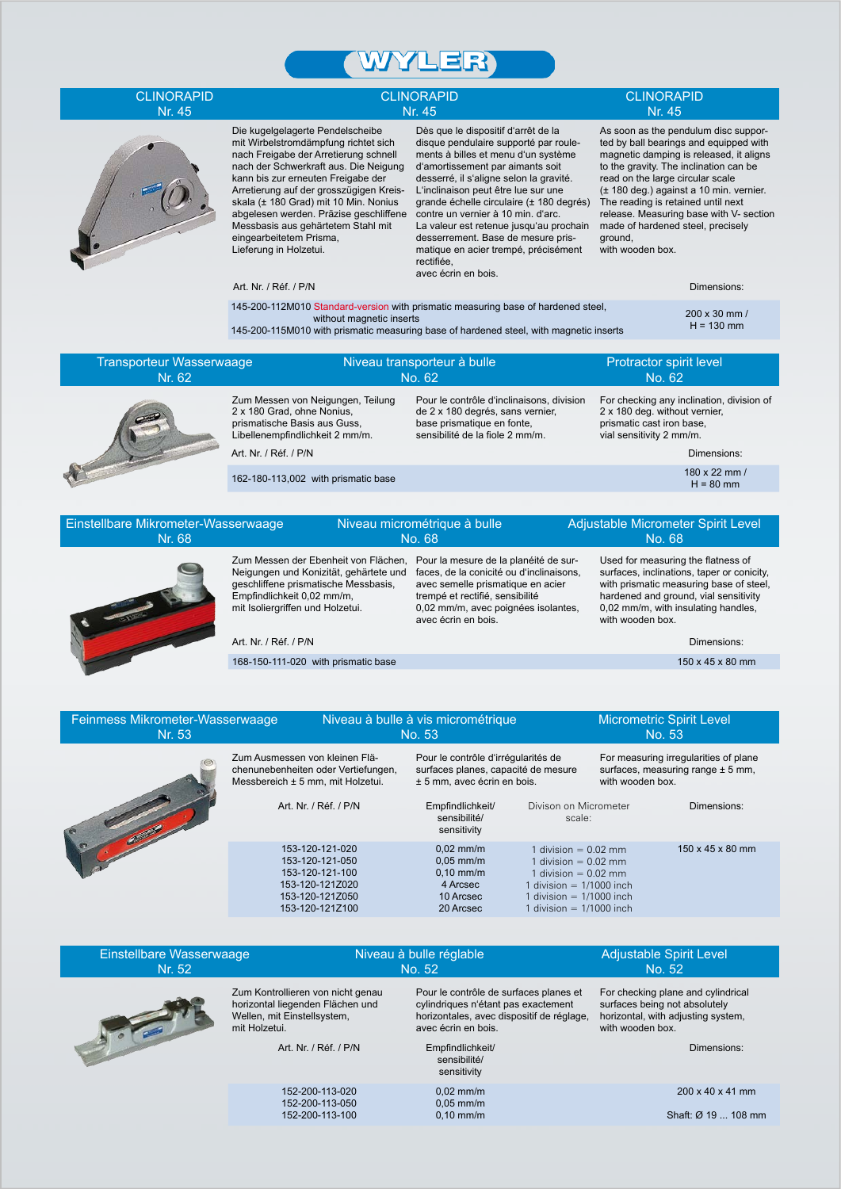# WYLER

## CLINORAPID Nr. 45

Die kugelgelagerte Pendelscheibe mit Wirbelstromdämpfung richtet sich nach Freigabe der Arretierung schnell nach der Schwerkraft aus. Die Neigung kann bis zur erneuten Freigabe der Arretierung auf der grosszügigen Kreisskala (± 180 Grad) mit 10 Min. Nonius abgelesen werden. Präzise geschliffene Messbasis aus gehärtetem Stahl mit eingearbeitetem Prisma, Lieferung in Holzetui.

Dès que le dispositif d'arrêt de la disque pendulaire supporté par roulements à billes et menu d'un système d'amortissement par aimants soit desserré, il s'aligne selon la gravité. L'inclinaison peut être lue sur une grande échelle circulaire (± 180 degrés) contre un vernier à 10 min. d'arc. La valeur est retenue jusqu'au prochain desserrement. Base de mesure prismatique en acier trempé, précisément rectifiée, avec écrin en bois.

As soon as the pendulum disc supported by ball bearings and equipped with magnetic damping is released, it aligns to the gravity. The inclination can be read on the large circular scale (± 180 deg.) against a 10 min. vernier. The reading is retained until next release. Measuring base with V- section made of hardened steel, precisely ground, with wooden box.

| Art. Nr. / Réf. / P/N | Dimensions: |
|---|---|
| 145-200-112M010 Standard-version with prismatic measuring base of hardened steel, without magnetic inserts<br>145-200-115M010 with prismatic measuring base of hardened steel, with magnetic inserts | 200 x 30 mm / H = 130 mm |

## Transporteur Wasserwaage Nr. 62 / Niveau transporteur à bulle No. 62 / Protractor spirit level No. 62

Zum Messen von Neigungen, Teilung 2 x 180 Grad, ohne Nonius, prismatische Basis aus Guss, Libellenempfindlichkeit 2 mm/m.

Pour le contrôle d'inclinaisons, division de 2 x 180 degrés, sans vernier, base prismatique en fonte, sensibilité de la fiole 2 mm/m.

For checking any inclination, division of 2 x 180 deg. without vernier, prismatic cast iron base, vial sensitivity 2 mm/m.

| Art. Nr. / Réf. / P/N | Dimensions: |
|---|---|
| 162-180-113,002 with prismatic base | 180 x 22 mm / H = 80 mm |

## Einstellbare Mikrometer-Wasserwaage Nr. 68 / Niveau micrométrique à bulle No. 68 / Adjustable Micrometer Spirit Level No. 68

Zum Messen der Ebenheit von Flächen, Neigungen und Konizität, gehärtete und geschliffene prismatische Messbasis, Empfindlichkeit 0,02 mm/m, mit Isoliergriffen und Holzetui.

Pour la mesure de la planéité de surfaces, de la conicité ou d'inclinaisons, avec semelle prismatique en acier trempé et rectifié, sensibilité 0,02 mm/m, avec poignées isolantes, avec écrin en bois.

Used for measuring the flatness of surfaces, inclinations, taper or conicity, with prismatic measuring base of steel, hardened and ground, vial sensitivity 0,02 mm/m, with insulating handles, with wooden box.

| Art. Nr. / Réf. / P/N | Dimensions: |
|---|---|
| 168-150-111-020 with prismatic base | 150 x 45 x 80 mm |

## Feinmess Mikrometer-Wasserwaage Nr. 53 / Niveau à bulle à vis micrométrique No. 53 / Micrometric Spirit Level No. 53

Zum Ausmessen von kleinen Flächenunebenheiten oder Vertiefungen, Messbereich ± 5 mm, mit Holzetui.

Pour le contrôle d'irrégularités de surfaces planes, capacité de mesure ± 5 mm, avec écrin en bois.

For measuring irregularities of plane surfaces, measuring range ± 5 mm, with wooden box.

| Art. Nr. / Réf. / P/N | Empfindlichkeit/ sensibilité/ sensitivity | Divison on Micrometer scale: | Dimensions: |
|---|---|---|---|
| 153-120-121-020 | 0,02 mm/m | 1 division = 0.02 mm | 150 x 45 x 80 mm |
| 153-120-121-050 | 0,05 mm/m | 1 division = 0.02 mm | |
| 153-120-121-100 | 0,10 mm/m | 1 division = 0.02 mm | |
| 153-120-121Z020 | 4 Arcsec | 1 division = 1/1000 inch | |
| 153-120-121Z050 | 10 Arcsec | 1 division = 1/1000 inch | |
| 153-120-121Z100 | 20 Arcsec | 1 division = 1/1000 inch | |

## Einstellbare Wasserwaage Nr. 52 / Niveau à bulle réglable No. 52 / Adjustable Spirit Level No. 52

Zum Kontrollieren von nicht genau horizontal liegenden Flächen und Wellen, mit Einstellsystem, mit Holzetui.

Pour le contrôle de surfaces planes et cylindriques n'étant pas exactement horizontales, avec dispositif de réglage, avec écrin en bois.

For checking plane and cylindrical surfaces being not absolutely horizontal, with adjusting system, with wooden box.

| Art. Nr. / Réf. / P/N | Empfindlichkeit/ sensibilité/ sensitivity | Dimensions: |
|---|---|---|
| 152-200-113-020 | 0,02 mm/m | 200 x 40 x 41 mm |
| 152-200-113-050 | 0,05 mm/m | |
| 152-200-113-100 | 0,10 mm/m | Shaft: Ø 19 ... 108 mm |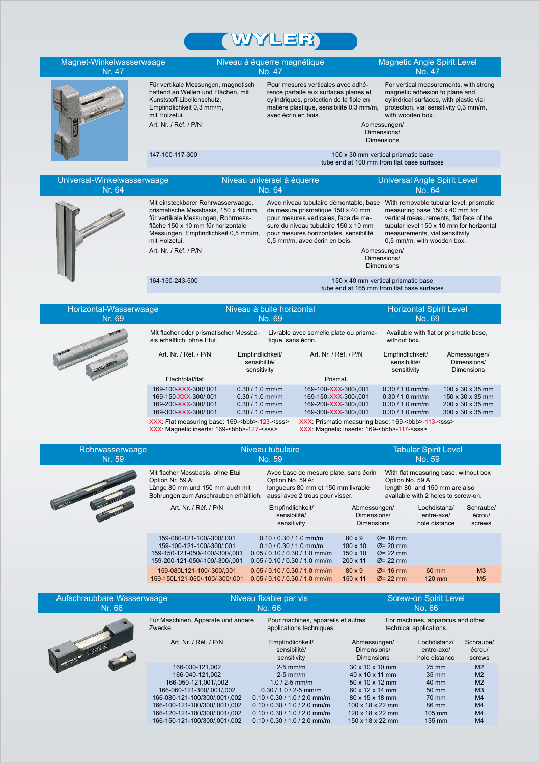# WYLER

## Magnet-Winkelwasserwaage Nr. 47 | Niveau à équerre magnétique No. 47 | Magnetic Angle Spirit Level No. 47

Für vertikale Messungen, magnetisch haftend an Wellen und Flächen, mit Kunststoff-Libellenschutz, Empfindlichkeit 0,3 mm/m, mit Holzetui.

Pour mesures verticales avec adhérence parfaite aux surfaces planes et cylindriques, protection de la fiole en matière plastique, sensibilité 0,3 mm/m, avec écrin en bois.

For vertical measurements, with strong magnetic adhesion to plane and cylindrical surfaces, with plastic vial protection, vial sensitivity 0,3 mm/m, with wooden box.

| Art. Nr. / Réf. / P/N | Abmessungen/ Dimensions/ Dimensions |
|---|---|
| 147-100-117-300 | 100 x 30 mm vertical prismatic base tube end at 100 mm from flat base surfaces |

## Universal-Winkelwasserwaage Nr. 64 | Niveau universel à équerre No. 64 | Universal Angle Spirit Level No. 64

Mit einsteckbarer Rohrwasserwaage, prismatische Messbasis, 150 x 40 mm, für vertikale Messungen, Rohrmessfläche 150 x 10 mm für horizontale Messungen, Empfindlichkeit 0,5 mm/m, mit Holzetui.

Avec niveau tubulaire démontable, base de mesure prismatique 150 x 40 mm pour mesures verticales, face de mesure du niveau tubulaire 150 x 10 mm pour mesures horizontales, sensibilité 0,5 mm/m, avec écrin en bois.

With removable tubular level, prismatic measuring base 150 x 40 mm for vertical measurements, flat face of the tubular level 150 x 10 mm for horizontal measurements, vial sensitivity 0,5 mm/m, with wooden box.

| Art. Nr. / Réf. / P/N | Abmessungen/ Dimensions/ Dimensions |
|---|---|
| 164-150-243-500 | 150 x 40 mm vertical prismatic base tube end at 165 mm from flat base surfaces |

## Horizontal-Wasserwaage Nr. 69 | Niveau à bulle horizontal No. 69 | Horizontal Spirit Level No. 69

Mit flacher oder prismatischer Messbasis erhältlich, ohne Etui.

Livrable avec semelle plate ou prismatique, sans écrin.

Available with flat or prismatic base, without box.

| Art. Nr. / Réf. / P/N Flach/plat/flat | Empfindlichkeit/ sensibilité/ sensitivity | Art. Nr. / Réf. / P/N Prismat. | Empfindlichkeit/ sensibilité/ sensitivity | Abmessungen/ Dimensions/ Dimensions |
|---|---|---|---|---|
| 169-100-XXX-300/,001 | 0.30 / 1.0 mm/m | 169-100-XXX-300/,001 | 0.30 / 1.0 mm/m | 100 x 30 x 35 mm |
| 169-150-XXX-300/,001 | 0.30 / 1.0 mm/m | 169-150-XXX-300/,001 | 0.30 / 1.0 mm/m | 150 x 30 x 35 mm |
| 169-200-XXX-300/,001 | 0.30 / 1.0 mm/m | 169-200-XXX-300/,001 | 0.30 / 1.0 mm/m | 200 x 30 x 35 mm |
| 169-300-XXX-300/,001 | 0.30 / 1.0 mm/m | 169-300-XXX-300/,001 | 0.30 / 1.0 mm/m | 300 x 30 x 35 mm |

XXX: Flat measuring base: 169-<bbb>-123-<sss>
XXX: Magnetic inserts: 169-<bbb>-127-<sss>

XXX: Prismatic measuring base: 169-<bbb>-113-<sss>
XXX: Magnetic inserts: 169-<bbb>-117-<sss>

## Rohrwasserwaage Nr. 59 | Niveau tubulaire No. 59 | Tabular Spirit Level No. 59

Mit flacher Messbasis, ohne Etui
Option Nr. 59 A:
Länge 80 mm und 150 mm auch mit Bohrungen zum Anschrauben erhältlich.

Avec base de mesure plate, sans écrin
Option No. 59 A:
longueurs 80 mm et 150 mm livrable aussi avec 2 trous pour visser.

With flat measuring base, without box
Option No. 59 A:
length 80 and 150 mm are also available with 2 holes to screw-on.

| Art. Nr. / Réf. / P/N | Empfindlichkeit/ sensibilité/ sensitivity | Abmessungen/ Dimensions/ Dimensions | | Lochdistanz/ entre-axe/ hole distance | Schraube/ écrou/ screws |
|---|---|---|---|---|---|
| 159-080-121-100/-300/,001 | 0.10 / 0.30 / 1.0 mm/m | 80 x 9 | Ø= 16 mm | | |
| 159-100-121-100/-300/,001 | 0.10 / 0.30 / 1.0 mm/m | 100 x 10 | Ø= 20 mm | | |
| 159-150-121-050/-100/-300/,001 | 0.05 / 0.10 / 0.30 / 1.0 mm/m | 150 x 10 | Ø= 22 mm | | |
| 159-200-121-050/-100/-300/,001 | 0.05 / 0.10 / 0.30 / 1.0 mm/m | 200 x 11 | Ø= 22 mm | | |
| 159-080L121-100/-300/,001 | 0.05 / 0.10 / 0.30 / 1.0 mm/m | 80 x 9 | Ø= 16 mm | 60 mm | M3 |
| 159-150L121-050/-100/-300/,001 | 0.05 / 0.10 / 0.30 / 1.0 mm/m | 150 x 11 | Ø= 22 mm | 120 mm | M5 |

## Aufschraubbare Wasserwaage Nr. 66 | Niveau fixable par vis No. 66 | Screw-on Spirit Level No. 66

Für Maschinen, Apparate und andere Zwecke.

Pour machines, appareils et autres applications techniques.

For machines, apparatus and other technical applications.

| Art. Nr. / Réf. / P/N | Empfindlichkeit/ sensibilité/ sensitivity | Abmessungen/ Dimensions/ Dimensions | Lochdistanz/ entre-axe/ hole distance | Schraube/ écrou/ screws |
|---|---|---|---|---|
| 166-030-121,002 | 2-5 mm/m | 30 x 10 x 10 mm | 25 mm | M2 |
| 166-040-121,002 | 2-5 mm/m | 40 x 10 x 11 mm | 35 mm | M2 |
| 166-050-121,001/,002 | 1.0 / 2-5 mm/m | 50 x 10 x 12 mm | 40 mm | M2 |
| 166-060-121-300/,001/,002 | 0.30 / 1.0 / 2-5 mm/m | 60 x 12 x 14 mm | 50 mm | M3 |
| 166-080-121-100/300/,001/,002 | 0.10 / 0.30 / 1.0 / 2.0 mm/m | 80 x 15 x 18 mm | 70 mm | M4 |
| 166-100-121-100/300/,001/,002 | 0.10 / 0.30 / 1.0 / 2.0 mm/m | 100 x 18 x 22 mm | 86 mm | M4 |
| 166-120-121-100/300/,001/,002 | 0.10 / 0.30 / 1.0 / 2.0 mm/m | 120 x 18 x 22 mm | 105 mm | M4 |
| 166-150-121-100/300/,001/,002 | 0.10 / 0.30 / 1.0 / 2.0 mm/m | 150 x 18 x 22 mm | 135 mm | M4 |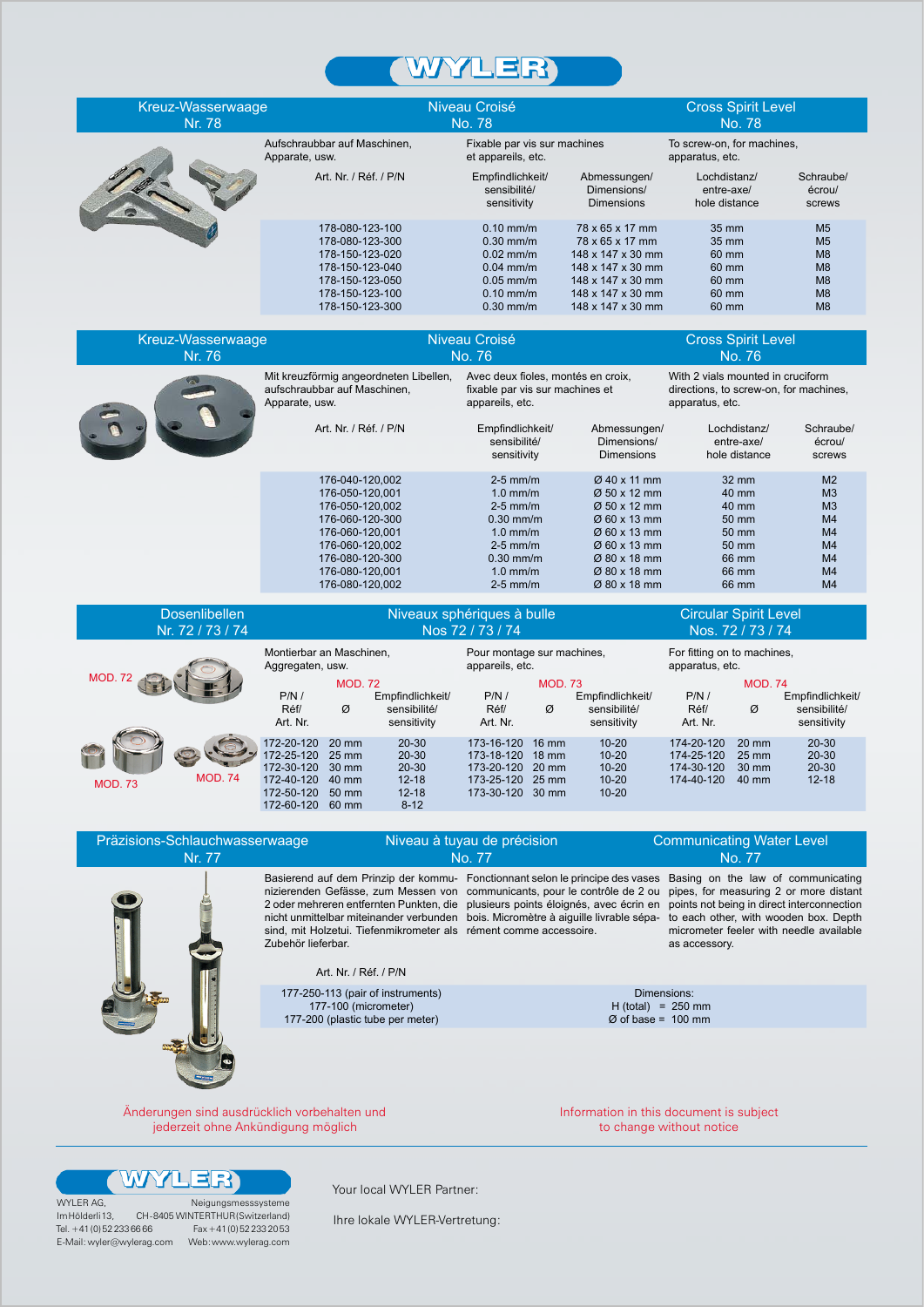# WYLER

## Kreuz-Wasserwaage Nr. 78 | Niveau Croisé No. 78 | Cross Spirit Level No. 78

Aufschraubbar auf Maschinen, Apparate, usw.

Fixable par vis sur machines et appareils, etc.

To screw-on, for machines, apparatus, etc.

| Art. Nr. / Réf. / P/N | Empfindlichkeit/ sensibilité/ sensitivity | Abmessungen/ Dimensions/ Dimensions | Lochdistanz/ entre-axe/ hole distance | Schraube/ écrou/ screws |
|---|---|---|---|---|
| 178-080-123-100 | 0.10 mm/m | 78 x 65 x 17 mm | 35 mm | M5 |
| 178-080-123-300 | 0.30 mm/m | 78 x 65 x 17 mm | 35 mm | M5 |
| 178-150-123-020 | 0.02 mm/m | 148 x 147 x 30 mm | 60 mm | M8 |
| 178-150-123-040 | 0.04 mm/m | 148 x 147 x 30 mm | 60 mm | M8 |
| 178-150-123-050 | 0.05 mm/m | 148 x 147 x 30 mm | 60 mm | M8 |
| 178-150-123-100 | 0.10 mm/m | 148 x 147 x 30 mm | 60 mm | M8 |
| 178-150-123-300 | 0.30 mm/m | 148 x 147 x 30 mm | 60 mm | M8 |

## Kreuz-Wasserwaage Nr. 76 | Niveau Croisé No. 76 | Cross Spirit Level No. 76

Mit kreuzförmig angeordneten Libellen, aufschraubbar auf Maschinen, Apparate, usw.

Avec deux fioles, montés en croix, fixable par vis sur machines et appareils, etc.

With 2 vials mounted in cruciform directions, to screw-on, for machines, apparatus, etc.

| Art. Nr. / Réf. / P/N | Empfindlichkeit/ sensibilité/ sensitivity | Abmessungen/ Dimensions/ Dimensions | Lochdistanz/ entre-axe/ hole distance | Schraube/ écrou/ screws |
|---|---|---|---|---|
| 176-040-120,002 | 2-5 mm/m | Ø 40 x 11 mm | 32 mm | M2 |
| 176-050-120,001 | 1.0 mm/m | Ø 50 x 12 mm | 40 mm | M3 |
| 176-050-120,002 | 2-5 mm/m | Ø 50 x 12 mm | 40 mm | M3 |
| 176-060-120-300 | 0.30 mm/m | Ø 60 x 13 mm | 50 mm | M4 |
| 176-060-120,001 | 1.0 mm/m | Ø 60 x 13 mm | 50 mm | M4 |
| 176-060-120,002 | 2-5 mm/m | Ø 60 x 13 mm | 50 mm | M4 |
| 176-080-120-300 | 0.30 mm/m | Ø 80 x 18 mm | 66 mm | M4 |
| 176-080-120,001 | 1.0 mm/m | Ø 80 x 18 mm | 66 mm | M4 |
| 176-080-120,002 | 2-5 mm/m | Ø 80 x 18 mm | 66 mm | M4 |

## Dosenlibellen Nr. 72 / 73 / 74 | Niveaux sphériques à bulle Nos 72 / 73 / 74 | Circular Spirit Level Nos. 72 / 73 / 74

Montierbar an Maschinen, Aggregaten, usw.

Pour montage sur machines, appareils, etc.

For fitting on to machines, apparatus, etc.

MOD. 72 — MOD. 73 — MOD. 74

| MOD. 72 P/N / Réf/ Art. Nr. | Ø | Empfindlichkeit/ sensibilité/ sensitivity | MOD. 73 P/N / Réf/ Art. Nr. | Ø | Empfindlichkeit/ sensibilité/ sensitivity | MOD. 74 P/N / Réf/ Art. Nr. | Ø | Empfindlichkeit/ sensibilité/ sensitivity |
|---|---|---|---|---|---|---|---|---|
| 172-20-120 | 20 mm | 20-30 | 173-16-120 | 16 mm | 10-20 | 174-20-120 | 20 mm | 20-30 |
| 172-25-120 | 25 mm | 20-30 | 173-18-120 | 18 mm | 10-20 | 174-25-120 | 25 mm | 20-30 |
| 172-30-120 | 30 mm | 20-30 | 173-20-120 | 20 mm | 10-20 | 174-30-120 | 30 mm | 20-30 |
| 172-40-120 | 40 mm | 12-18 | 173-25-120 | 25 mm | 10-20 | 174-40-120 | 40 mm | 12-18 |
| 172-50-120 | 50 mm | 12-18 | 173-30-120 | 30 mm | 10-20 | | | |
| 172-60-120 | 60 mm | 8-12 | | | | | | |

## Präzisions-Schlauchwasserwaage Nr. 77 | Niveau à tuyau de précision No. 77 | Communicating Water Level No. 77

Basierend auf dem Prinzip der kommunizierenden Gefässe, zum Messen von 2 oder mehreren entfernten Punkten, die nicht unmittelbar miteinander verbunden sind, mit Holzetui. Tiefenmikrometer als Zubehör lieferbar.

Fonctionnant selon le principe des vases communicants, pour le contrôle de 2 ou plusieurs points éloignés, avec écrin en bois. Micromètre à aiguille livrable séparément comme accessoire.

Basing on the law of communicating pipes, for measuring 2 or more distant points not being in direct interconnection to each other, with wooden box. Depth micrometer feeler with needle available as accessory.

| Art. Nr. / Réf. / P/N | Dimensions: |
|---|---|
| 177-250-113 (pair of instruments) | H (total) = 250 mm |
| 177-100 (micrometer) | Ø of base = 100 mm |
| 177-200 (plastic tube per meter) | |

Änderungen sind ausdrücklich vorbehalten und jederzeit ohne Ankündigung möglich

Information in this document is subject to change without notice

WYLER

WYLER AG, Neigungsmesssysteme
Im Hölderli 13, CH-8405 WINTERTHUR (Switzerland)
Tel. +41 (0) 52 233 66 66 Fax +41 (0) 52 233 20 53
E-Mail: wyler@wylerag.com Web: www.wylerag.com

Your local WYLER Partner:

Ihre lokale WYLER-Vertretung: